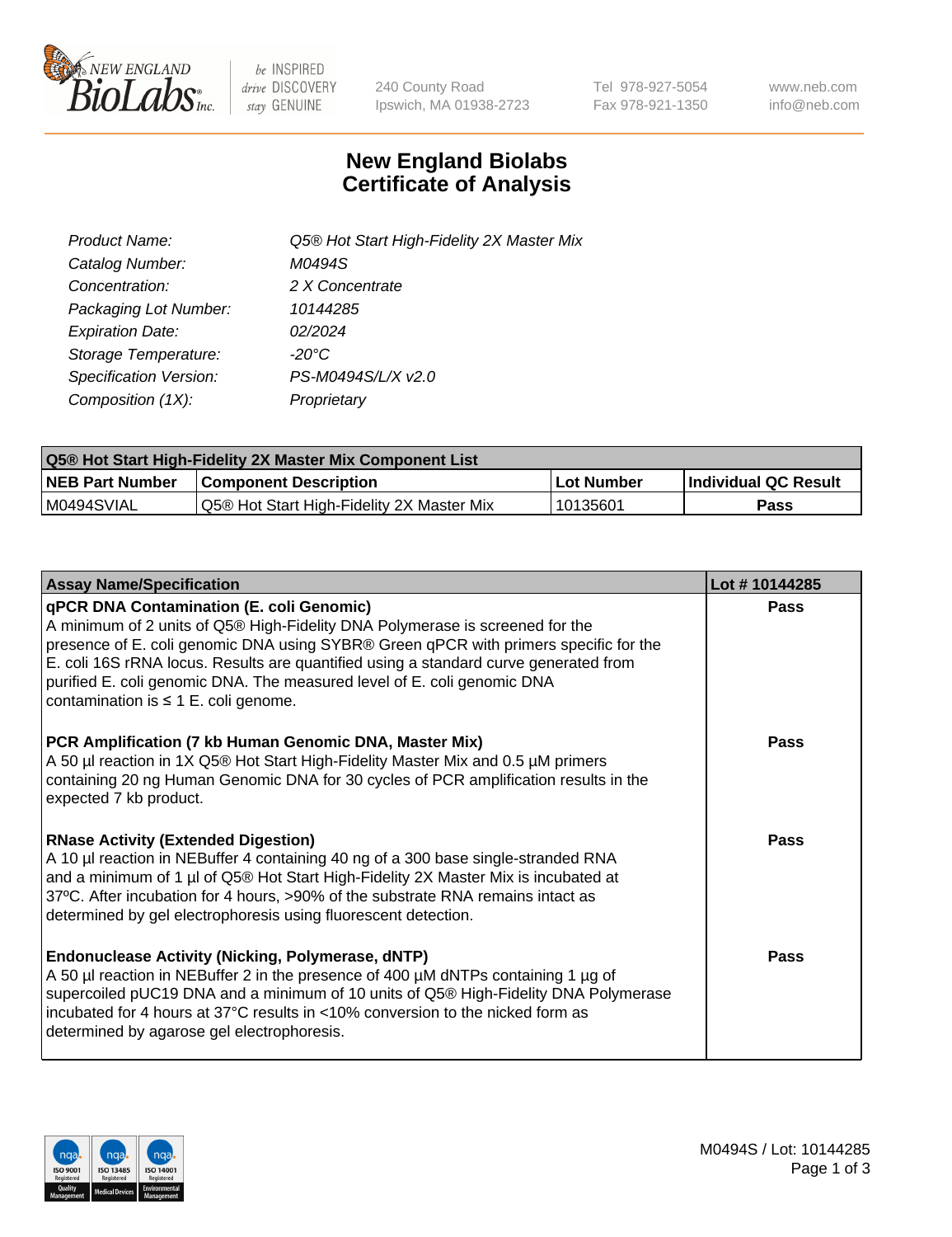# New England Biolabs Certificate of Analysis

| | |
|---|---|
| *Product Name:* | *Q5® Hot Start High-Fidelity 2X Master Mix* |
| *Catalog Number:* | *M0494S* |
| *Concentration:* | *2 X Concentrate* |
| *Packaging Lot Number:* | *10144285* |
| *Expiration Date:* | *02/2024* |
| *Storage Temperature:* | *-20°C* |
| *Specification Version:* | *PS-M0494S/L/X v2.0* |
| *Composition (1X):* | *Proprietary* |

| Q5® Hot Start High-Fidelity 2X Master Mix Component List | | | |
|---|---|---|---|
| **NEB Part Number** | **Component Description** | **Lot Number** | **Individual QC Result** |
| M0494SVIAL | Q5® Hot Start High-Fidelity 2X Master Mix | 10135601 | **Pass** |

| Assay Name/Specification | Lot # 10144285 |
|---|---|
| **qPCR DNA Contamination (E. coli Genomic)** A minimum of 2 units of Q5® High-Fidelity DNA Polymerase is screened for the presence of E. coli genomic DNA using SYBR® Green qPCR with primers specific for the E. coli 16S rRNA locus. Results are quantified using a standard curve generated from purified E. coli genomic DNA. The measured level of E. coli genomic DNA contamination is ≤ 1 E. coli genome. | **Pass** |
| **PCR Amplification (7 kb Human Genomic DNA, Master Mix)** A 50 µl reaction in 1X Q5® Hot Start High-Fidelity Master Mix and 0.5 µM primers containing 20 ng Human Genomic DNA for 30 cycles of PCR amplification results in the expected 7 kb product. | **Pass** |
| **RNase Activity (Extended Digestion)** A 10 µl reaction in NEBuffer 4 containing 40 ng of a 300 base single-stranded RNA and a minimum of 1 µl of Q5® Hot Start High-Fidelity 2X Master Mix is incubated at 37ºC. After incubation for 4 hours, >90% of the substrate RNA remains intact as determined by gel electrophoresis using fluorescent detection. | **Pass** |
| **Endonuclease Activity (Nicking, Polymerase, dNTP)** A 50 µl reaction in NEBuffer 2 in the presence of 400 µM dNTPs containing 1 µg of supercoiled pUC19 DNA and a minimum of 10 units of Q5® High-Fidelity DNA Polymerase incubated for 4 hours at 37°C results in <10% conversion to the nicked form as determined by agarose gel electrophoresis. | **Pass** |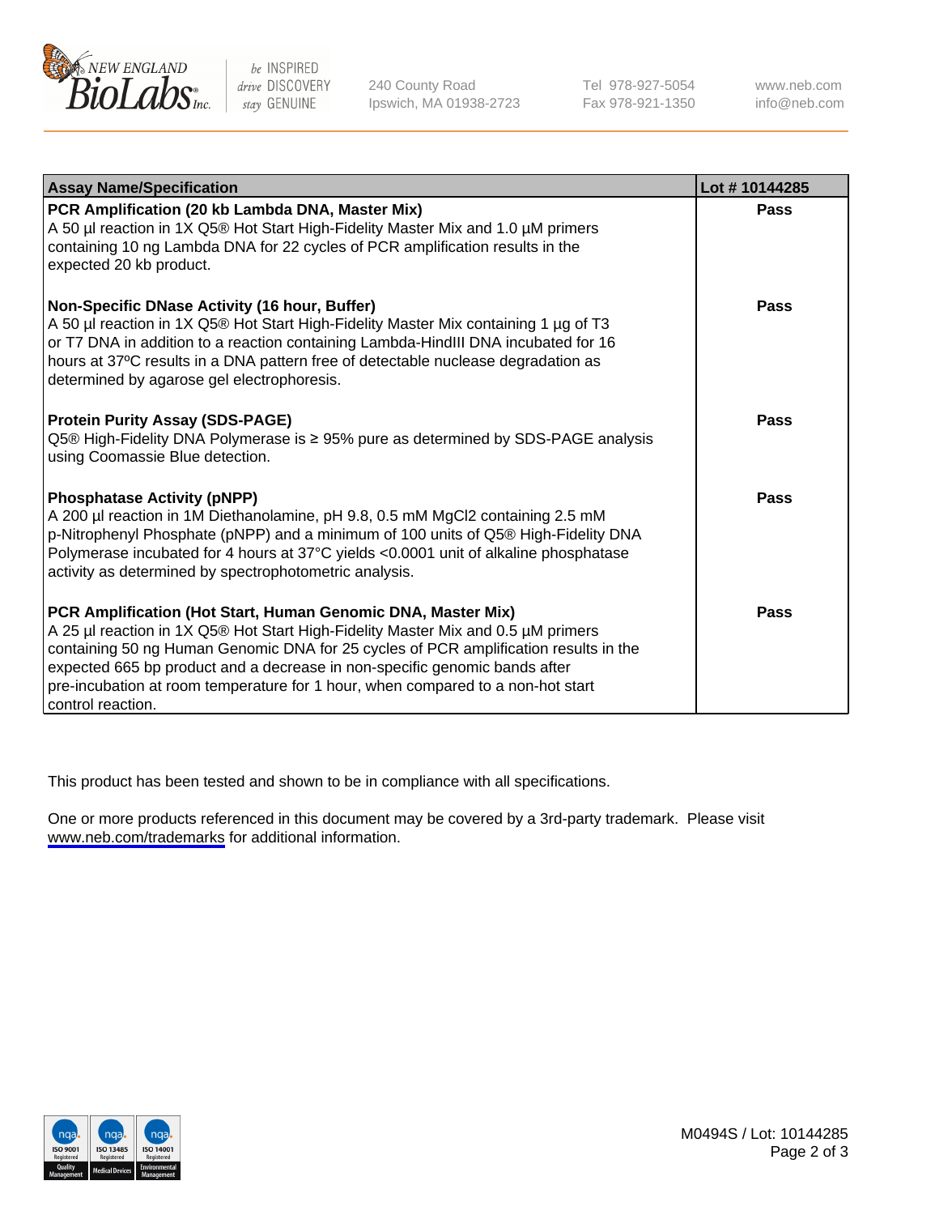| Assay Name/Specification | Lot # 10144285 |
|---|---|
| **PCR Amplification (20 kb Lambda DNA, Master Mix)**<br>A 50 µl reaction in 1X Q5® Hot Start High-Fidelity Master Mix and 1.0 µM primers containing 10 ng Lambda DNA for 22 cycles of PCR amplification results in the expected 20 kb product. | **Pass** |
| **Non-Specific DNase Activity (16 hour, Buffer)**<br>A 50 µl reaction in 1X Q5® Hot Start High-Fidelity Master Mix containing 1 µg of T3 or T7 DNA in addition to a reaction containing Lambda-HindIII DNA incubated for 16 hours at 37ºC results in a DNA pattern free of detectable nuclease degradation as determined by agarose gel electrophoresis. | **Pass** |
| **Protein Purity Assay (SDS-PAGE)**<br>Q5® High-Fidelity DNA Polymerase is ≥ 95% pure as determined by SDS-PAGE analysis using Coomassie Blue detection. | **Pass** |
| **Phosphatase Activity (pNPP)**<br>A 200 µl reaction in 1M Diethanolamine, pH 9.8, 0.5 mM $MgCl_2$ containing 2.5 mM p-Nitrophenyl Phosphate (pNPP) and a minimum of 100 units of Q5® High-Fidelity DNA Polymerase incubated for 4 hours at 37°C yields <0.0001 unit of alkaline phosphatase activity as determined by spectrophotometric analysis. | **Pass** |
| **PCR Amplification (Hot Start, Human Genomic DNA, Master Mix)**<br>A 25 µl reaction in 1X Q5® Hot Start High-Fidelity Master Mix and 0.5 µM primers containing 50 ng Human Genomic DNA for 25 cycles of PCR amplification results in the expected 665 bp product and a decrease in non-specific genomic bands after pre-incubation at room temperature for 1 hour, when compared to a non-hot start control reaction. | **Pass** |

This product has been tested and shown to be in compliance with all specifications.

One or more products referenced in this document may be covered by a 3rd-party trademark. Please visit www.neb.com/trademarks for additional information.

M0494S / Lot: 10144285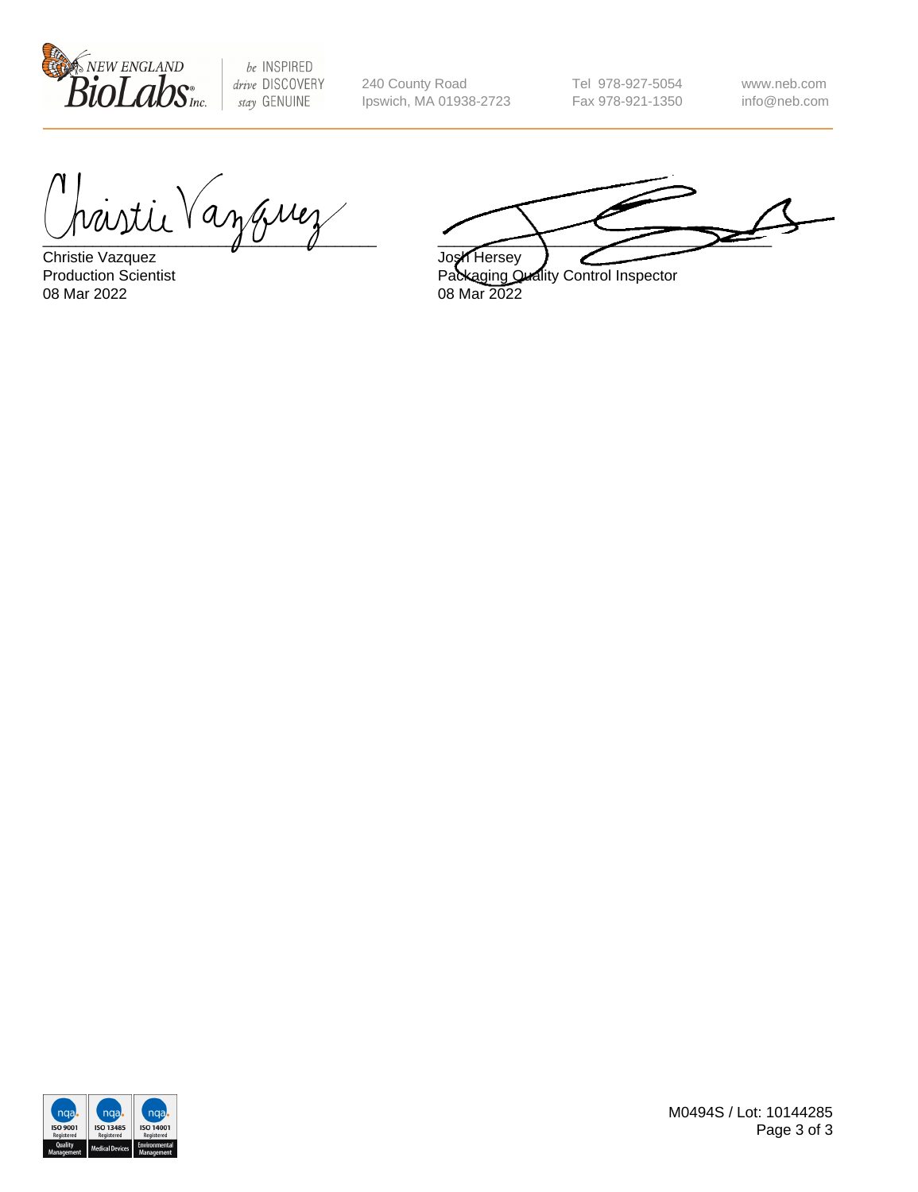Christie Vazquez
Production Scientist
08 Mar 2022

Josh Hersey
Packaging Quality Control Inspector
08 Mar 2022

M0494S / Lot: 10144285